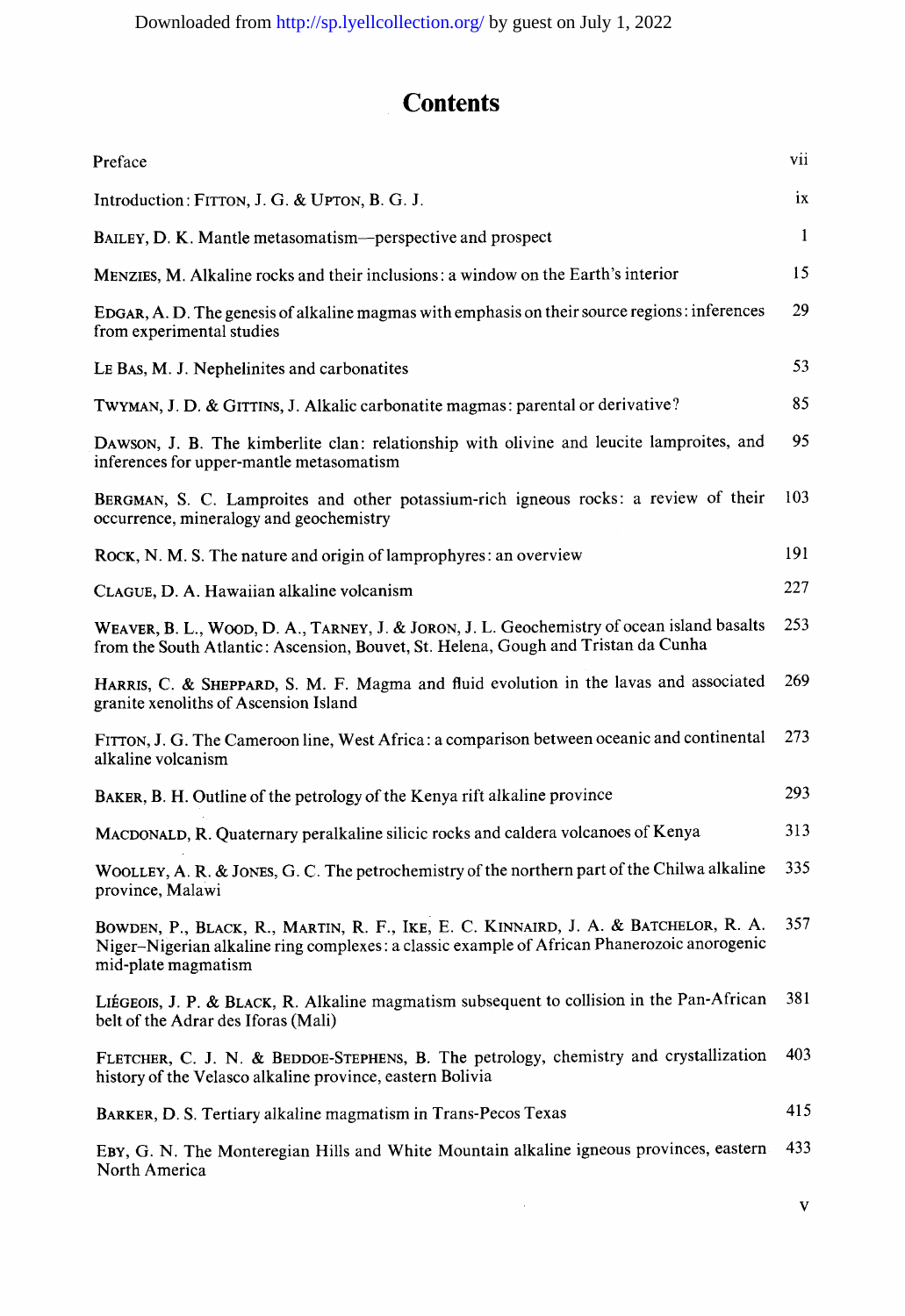# Contents

| | |
|---|---|
| Preface | vii |
| Introduction: FITTON, J. G. & UPTON, B. G. J. | ix |
| BAILEY, D. K. Mantle metasomatism—perspective and prospect | 1 |
| MENZIES, M. Alkaline rocks and their inclusions: a window on the Earth's interior | 15 |
| EDGAR, A. D. The genesis of alkaline magmas with emphasis on their source regions: inferences from experimental studies | 29 |
| LE BAS, M. J. Nephelinites and carbonatites | 53 |
| TWYMAN, J. D. & GITTINS, J. Alkalic carbonatite magmas: parental or derivative? | 85 |
| DAWSON, J. B. The kimberlite clan: relationship with olivine and leucite lamproites, and inferences for upper-mantle metasomatism | 95 |
| BERGMAN, S. C. Lamproites and other potassium-rich igneous rocks: a review of their occurrence, mineralogy and geochemistry | 103 |
| ROCK, N. M. S. The nature and origin of lamprophyres: an overview | 191 |
| CLAGUE, D. A. Hawaiian alkaline volcanism | 227 |
| WEAVER, B. L., WOOD, D. A., TARNEY, J. & JORON, J. L. Geochemistry of ocean island basalts from the South Atlantic: Ascension, Bouvet, St. Helena, Gough and Tristan da Cunha | 253 |
| HARRIS, C. & SHEPPARD, S. M. F. Magma and fluid evolution in the lavas and associated granite xenoliths of Ascension Island | 269 |
| FITTON, J. G. The Cameroon line, West Africa: a comparison between oceanic and continental alkaline volcanism | 273 |
| BAKER, B. H. Outline of the petrology of the Kenya rift alkaline province | 293 |
| MACDONALD, R. Quaternary peralkaline silicic rocks and caldera volcanoes of Kenya | 313 |
| WOOLLEY, A. R. & JONES, G. C. The petrochemistry of the northern part of the Chilwa alkaline province, Malawi | 335 |
| BOWDEN, P., BLACK, R., MARTIN, R. F., IKE, E. C. KINNAIRD, J. A. & BATCHELOR, R. A. Niger–Nigerian alkaline ring complexes: a classic example of African Phanerozoic anorogenic mid-plate magmatism | 357 |
| LIÉGEOIS, J. P. & BLACK, R. Alkaline magmatism subsequent to collision in the Pan-African belt of the Adrar des Iforas (Mali) | 381 |
| FLETCHER, C. J. N. & BEDDOE-STEPHENS, B. The petrology, chemistry and crystallization history of the Velasco alkaline province, eastern Bolivia | 403 |
| BARKER, D. S. Tertiary alkaline magmatism in Trans-Pecos Texas | 415 |
| EBY, G. N. The Monteregian Hills and White Mountain alkaline igneous provinces, eastern North America | 433 |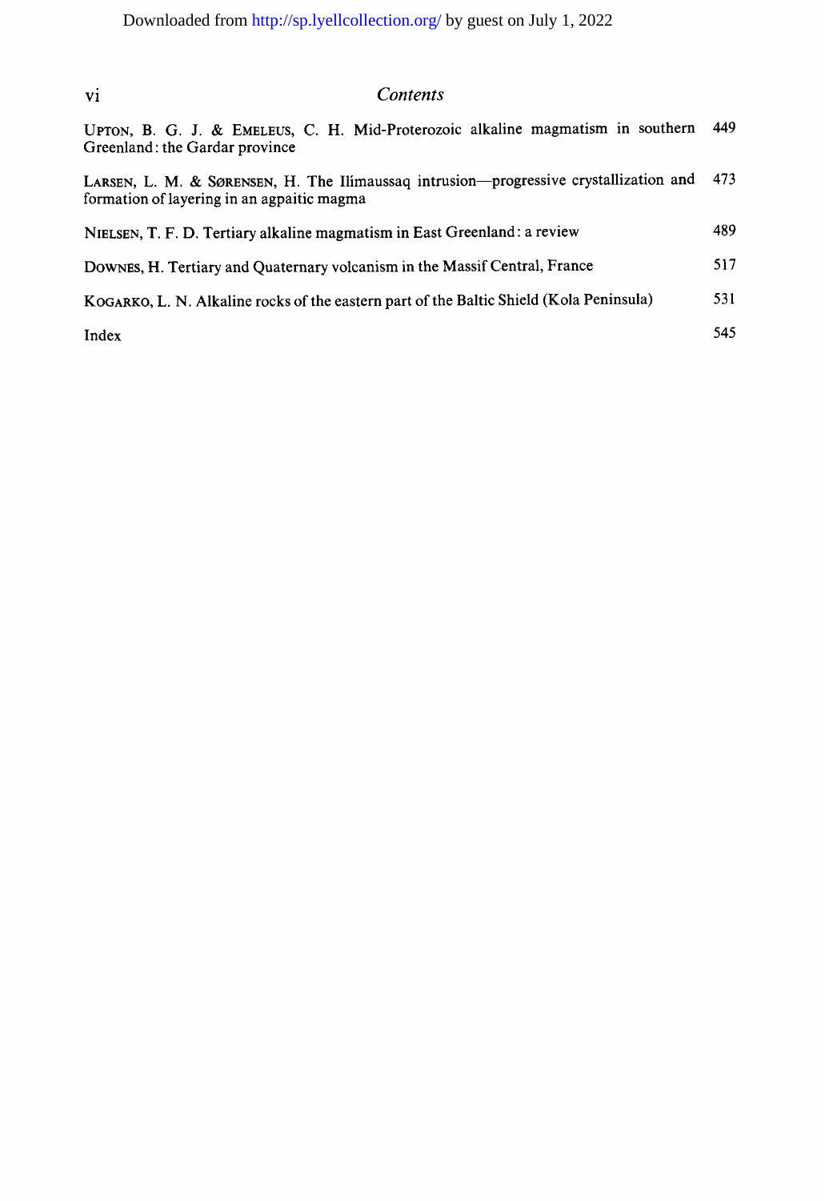## Contents

| | |
|---|---|
| Upton, B. G. J. & Emeleus, C. H. Mid-Proterozoic alkaline magmatism in southern Greenland: the Gardar province | 449 |
| Larsen, L. M. & Sørensen, H. The Ilímaussaq intrusion—progressive crystallization and formation of layering in an agpaitic magma | 473 |
| Nielsen, T. F. D. Tertiary alkaline magmatism in East Greenland: a review | 489 |
| Downes, H. Tertiary and Quaternary volcanism in the Massif Central, France | 517 |
| Kogarko, L. N. Alkaline rocks of the eastern part of the Baltic Shield (Kola Peninsula) | 531 |
| Index | 545 |